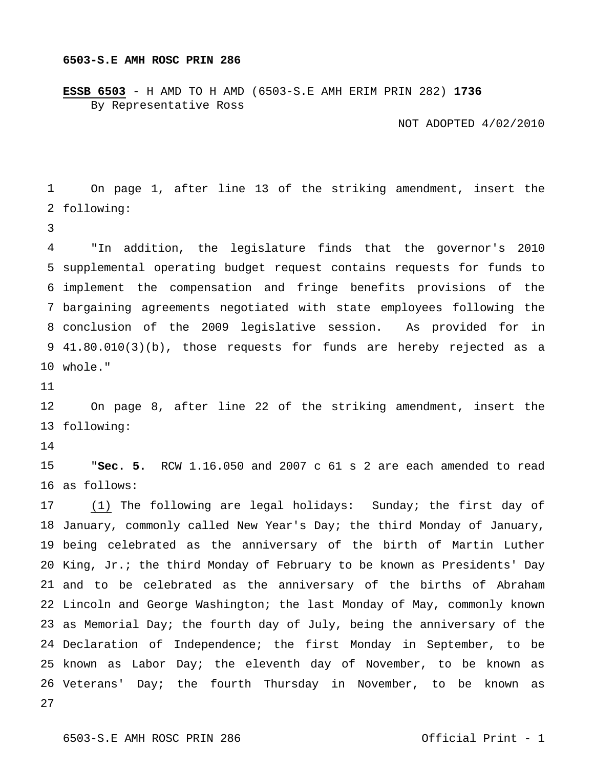**6503-S.E AMH ROSC PRIN 286**

**ESSB 6503** - H AMD TO H AMD (6503-S.E AMH ERIM PRIN 282) **1736**
By Representative Ross

NOT ADOPTED 4/02/2010

On page 1, after line 13 of the striking amendment, insert the following:

"In addition, the legislature finds that the governor's 2010 supplemental operating budget request contains requests for funds to implement the compensation and fringe benefits provisions of the bargaining agreements negotiated with state employees following the conclusion of the 2009 legislative session. As provided for in 41.80.010(3)(b), those requests for funds are hereby rejected as a whole."

On page 8, after line 22 of the striking amendment, insert the following:

"**Sec. 5.** RCW 1.16.050 and 2007 c 61 s 2 are each amended to read as follows:

(1) The following are legal holidays: Sunday; the first day of January, commonly called New Year's Day; the third Monday of January, being celebrated as the anniversary of the birth of Martin Luther King, Jr.; the third Monday of February to be known as Presidents' Day and to be celebrated as the anniversary of the births of Abraham Lincoln and George Washington; the last Monday of May, commonly known as Memorial Day; the fourth day of July, being the anniversary of the Declaration of Independence; the first Monday in September, to be known as Labor Day; the eleventh day of November, to be known as Veterans' Day; the fourth Thursday in November, to be known as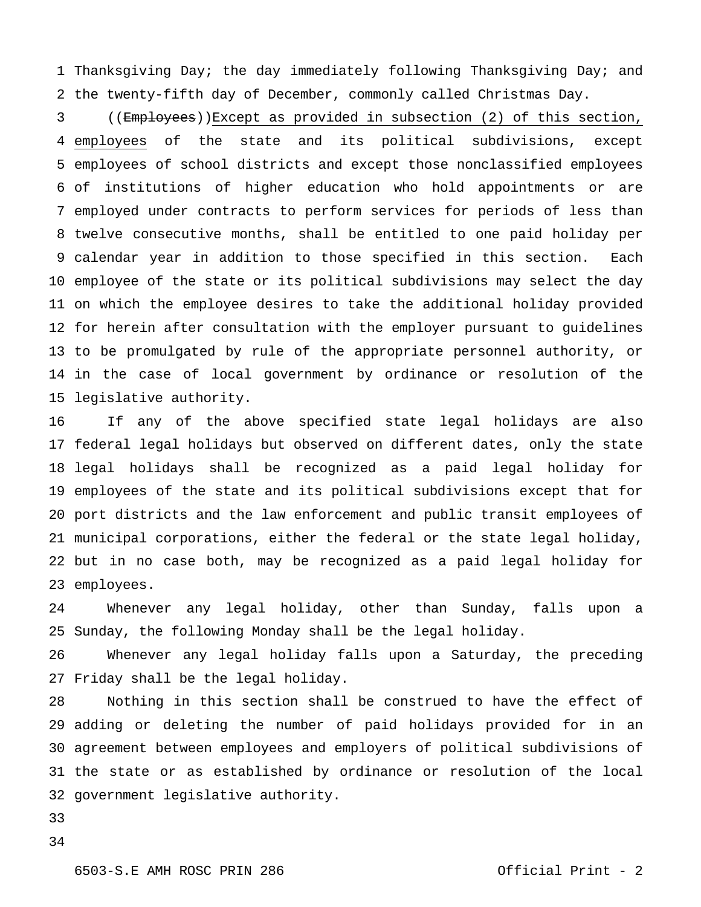Thanksgiving Day; the day immediately following Thanksgiving Day; and the twenty-fifth day of December, commonly called Christmas Day.

((~~Employees~~))Except as provided in subsection (2) of this section, employees of the state and its political subdivisions, except employees of school districts and except those nonclassified employees of institutions of higher education who hold appointments or are employed under contracts to perform services for periods of less than twelve consecutive months, shall be entitled to one paid holiday per calendar year in addition to those specified in this section. Each employee of the state or its political subdivisions may select the day on which the employee desires to take the additional holiday provided for herein after consultation with the employer pursuant to guidelines to be promulgated by rule of the appropriate personnel authority, or in the case of local government by ordinance or resolution of the legislative authority.

If any of the above specified state legal holidays are also federal legal holidays but observed on different dates, only the state legal holidays shall be recognized as a paid legal holiday for employees of the state and its political subdivisions except that for port districts and the law enforcement and public transit employees of municipal corporations, either the federal or the state legal holiday, but in no case both, may be recognized as a paid legal holiday for employees.

Whenever any legal holiday, other than Sunday, falls upon a Sunday, the following Monday shall be the legal holiday.

Whenever any legal holiday falls upon a Saturday, the preceding Friday shall be the legal holiday.

Nothing in this section shall be construed to have the effect of adding or deleting the number of paid holidays provided for in an agreement between employees and employers of political subdivisions of the state or as established by ordinance or resolution of the local government legislative authority.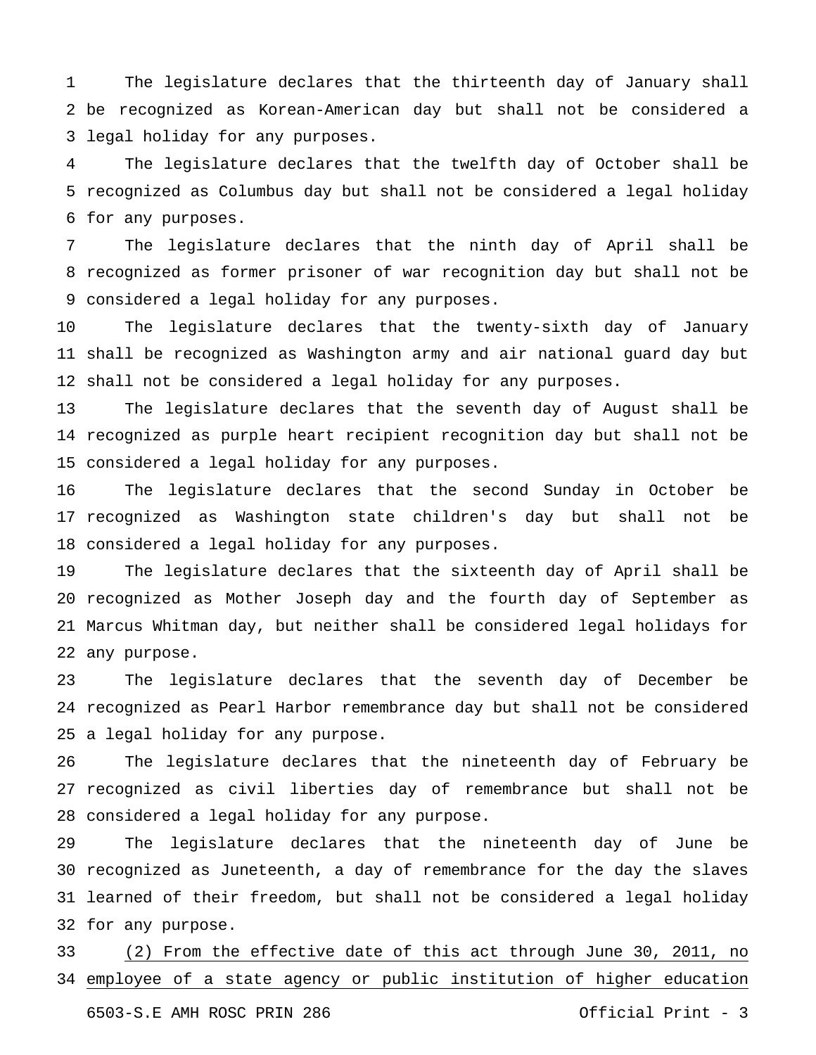The legislature declares that the thirteenth day of January shall be recognized as Korean-American day but shall not be considered a legal holiday for any purposes.

The legislature declares that the twelfth day of October shall be recognized as Columbus day but shall not be considered a legal holiday for any purposes.

The legislature declares that the ninth day of April shall be recognized as former prisoner of war recognition day but shall not be considered a legal holiday for any purposes.

The legislature declares that the twenty-sixth day of January shall be recognized as Washington army and air national guard day but shall not be considered a legal holiday for any purposes.

The legislature declares that the seventh day of August shall be recognized as purple heart recipient recognition day but shall not be considered a legal holiday for any purposes.

The legislature declares that the second Sunday in October be recognized as Washington state children's day but shall not be considered a legal holiday for any purposes.

The legislature declares that the sixteenth day of April shall be recognized as Mother Joseph day and the fourth day of September as Marcus Whitman day, but neither shall be considered legal holidays for any purpose.

The legislature declares that the seventh day of December be recognized as Pearl Harbor remembrance day but shall not be considered a legal holiday for any purpose.

The legislature declares that the nineteenth day of February be recognized as civil liberties day of remembrance but shall not be considered a legal holiday for any purpose.

The legislature declares that the nineteenth day of June be recognized as Juneteenth, a day of remembrance for the day the slaves learned of their freedom, but shall not be considered a legal holiday for any purpose.

<u>(2) From the effective date of this act through June 30, 2011, no employee of a state agency or public institution of higher education</u>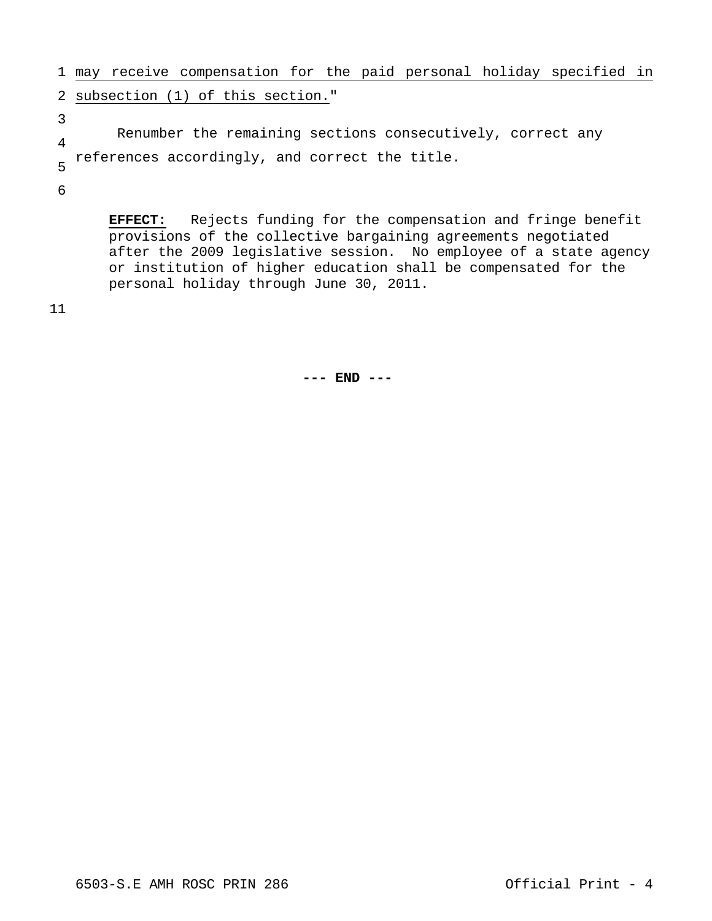may receive compensation for the paid personal holiday specified in subsection (1) of this section."

Renumber the remaining sections consecutively, correct any references accordingly, and correct the title.

**EFFECT:** Rejects funding for the compensation and fringe benefit provisions of the collective bargaining agreements negotiated after the 2009 legislative session. No employee of a state agency or institution of higher education shall be compensated for the personal holiday through June 30, 2011.

**--- END ---**